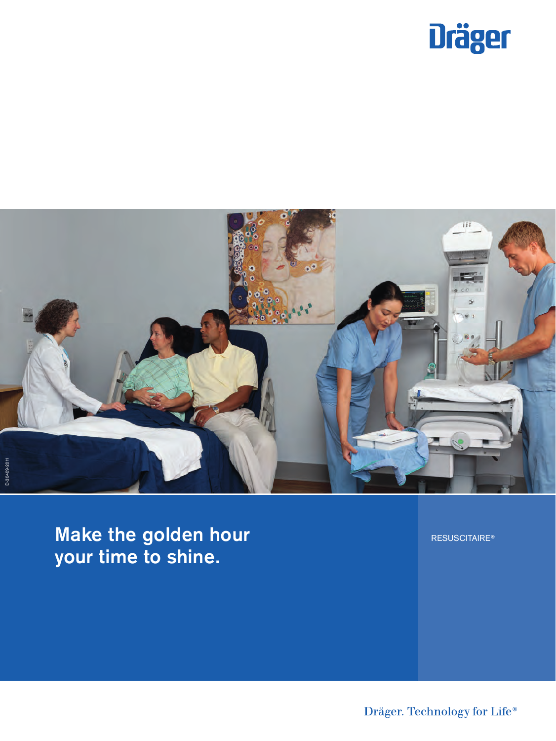Dräger

D-30409-2011

# Make the golden hour your time to shine.

RESUSCITAIRE®

Dräger. Technology for Life®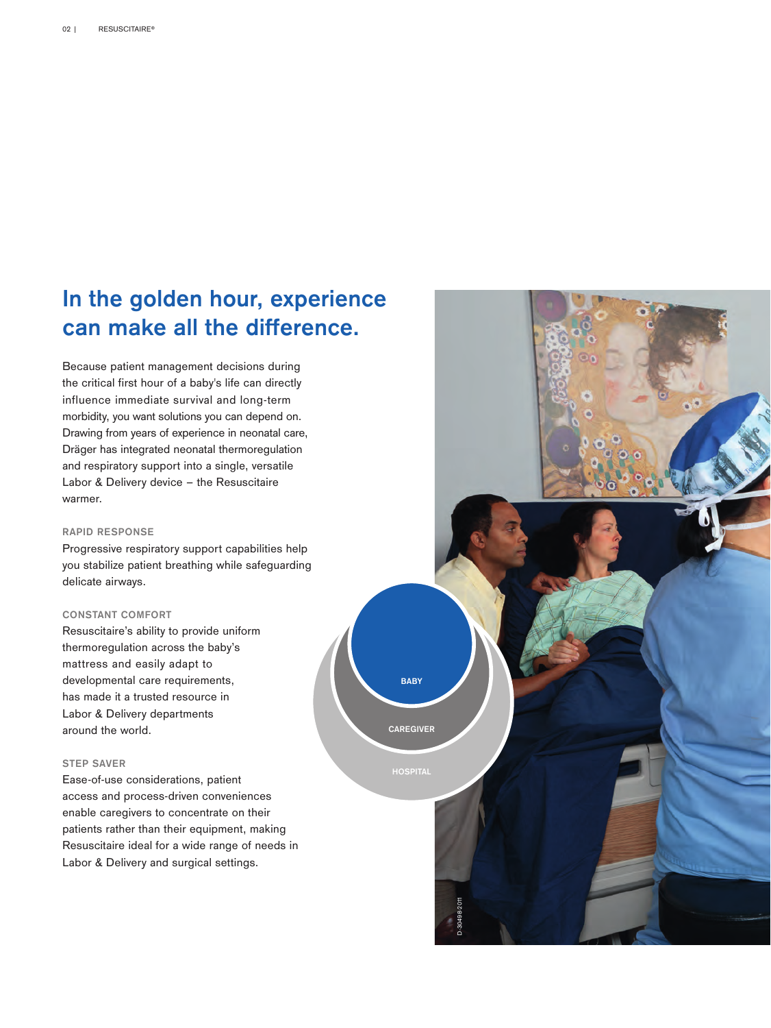# In the golden hour, experience can make all the difference.

Because patient management decisions during the critical first hour of a baby's life can directly influence immediate survival and long-term morbidity, you want solutions you can depend on. Drawing from years of experience in neonatal care, Dräger has integrated neonatal thermoregulation and respiratory support into a single, versatile Labor & Delivery device – the Resuscitaire warmer.

## RAPID RESPONSE

Progressive respiratory support capabilities help you stabilize patient breathing while safeguarding delicate airways.

## CONSTANT COMFORT

Resuscitaire's ability to provide uniform thermoregulation across the baby's mattress and easily adapt to developmental care requirements, has made it a trusted resource in Labor & Delivery departments around the world.

## STEP SAVER

Ease-of-use considerations, patient access and process-driven conveniences enable caregivers to concentrate on their patients rather than their equipment, making Resuscitaire ideal for a wide range of needs in Labor & Delivery and surgical settings.

BABY

CAREGIVER

HOSPITAL

D-30498-2011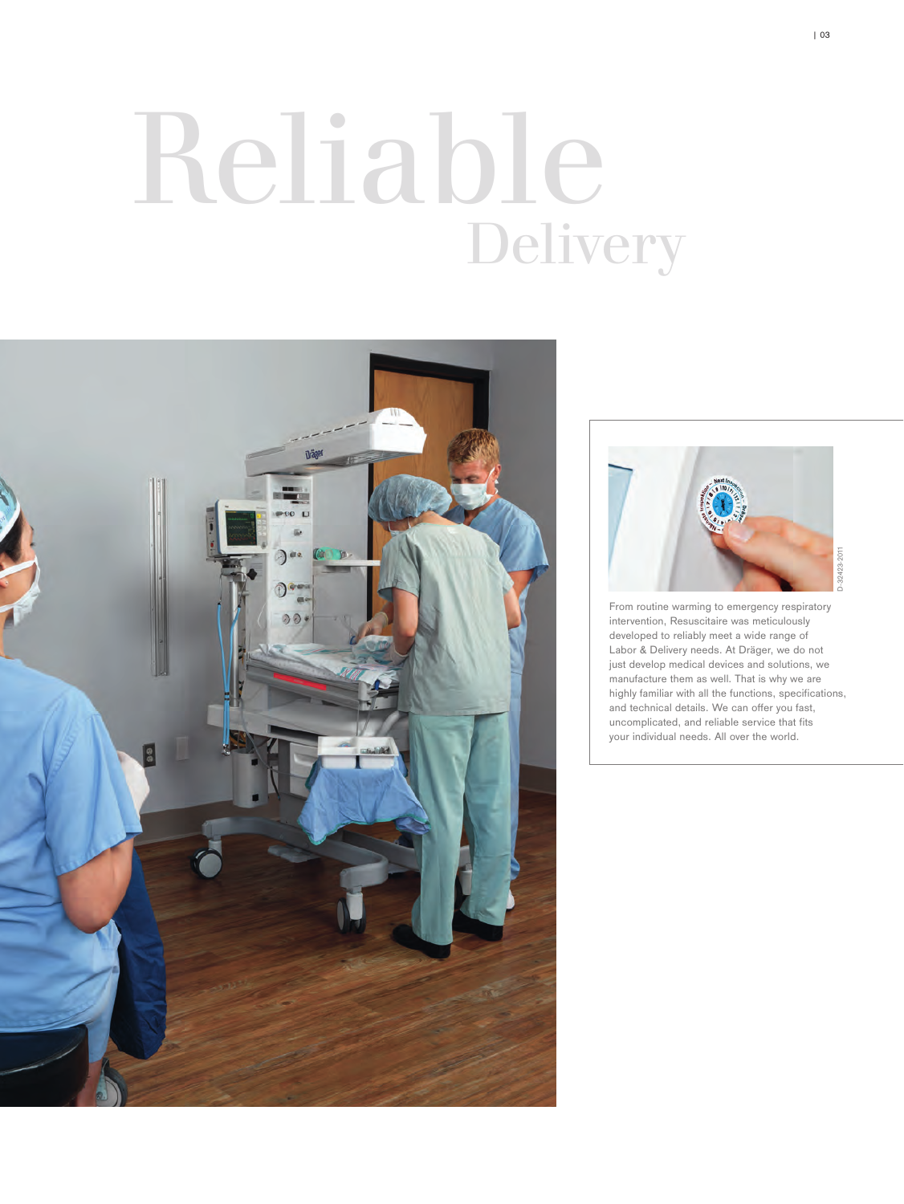# Reliable
## Delivery

D-32423-2011

From routine warming to emergency respiratory intervention, Resuscitaire was meticulously developed to reliably meet a wide range of Labor & Delivery needs. At Dräger, we do not just develop medical devices and solutions, we manufacture them as well. That is why we are highly familiar with all the functions, specifications, and technical details. We can offer you fast, uncomplicated, and reliable service that fits your individual needs. All over the world.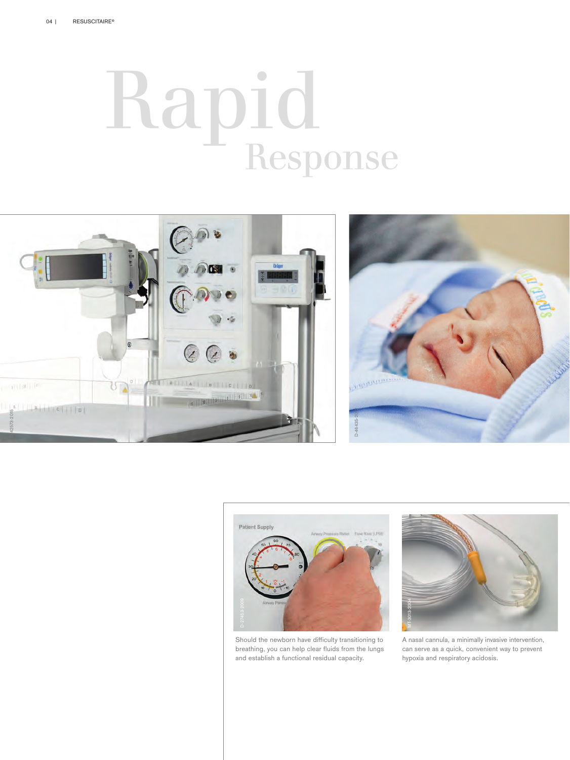# Rapid Response

Should the newborn have difficulty transitioning to breathing, you can help clear fluids from the lungs and establish a functional residual capacity.

A nasal cannula, a minimally invasive intervention, can serve as a quick, convenient way to prevent hypoxia and respiratory acidosis.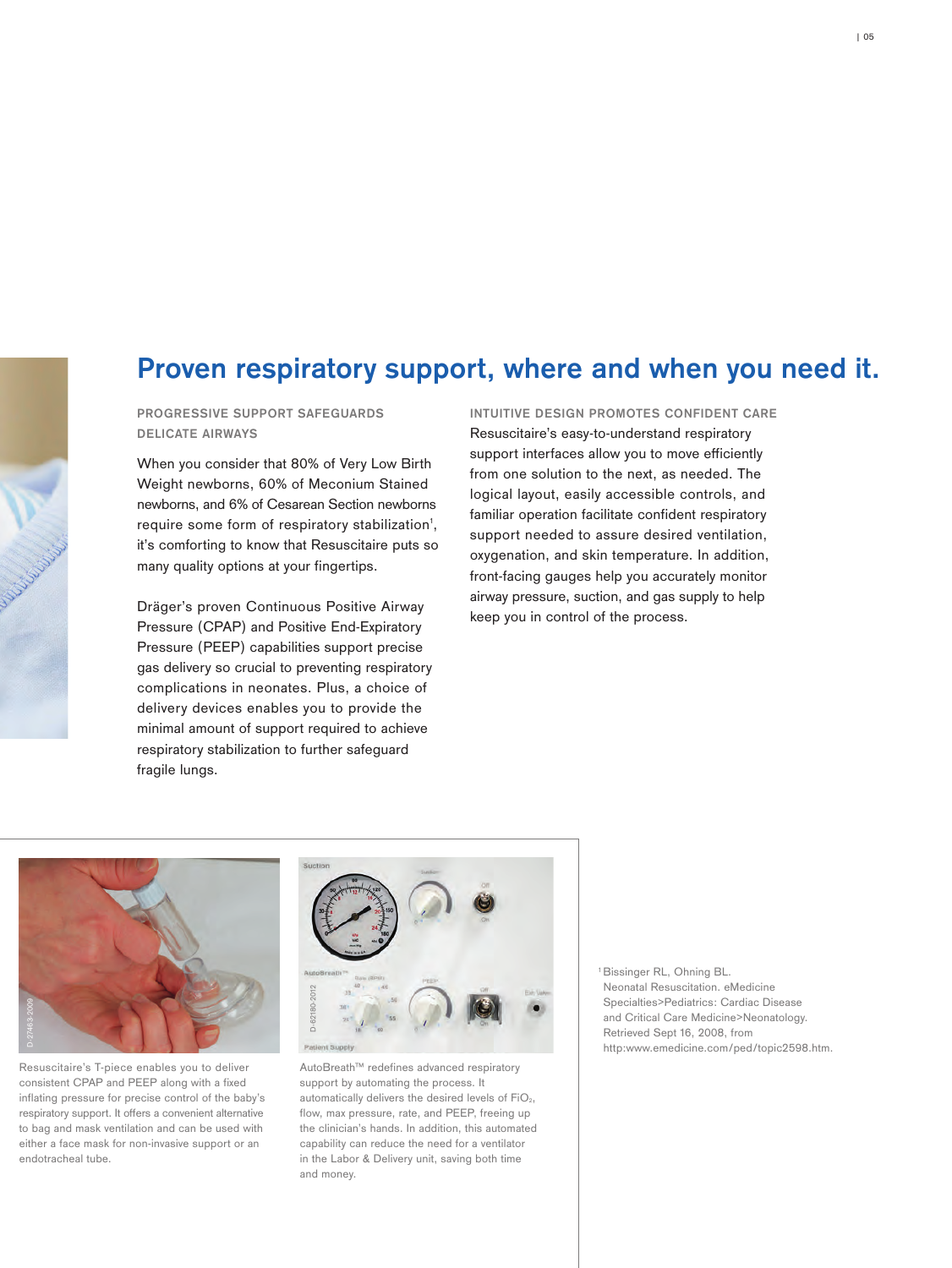# Proven respiratory support, where and when you need it.

## PROGRESSIVE SUPPORT SAFEGUARDS DELICATE AIRWAYS

When you consider that 80% of Very Low Birth Weight newborns, 60% of Meconium Stained newborns, and 6% of Cesarean Section newborns require some form of respiratory stabilization[1], it's comforting to know that Resuscitaire puts so many quality options at your fingertips.

Dräger's proven Continuous Positive Airway Pressure (CPAP) and Positive End-Expiratory Pressure (PEEP) capabilities support precise gas delivery so crucial to preventing respiratory complications in neonates. Plus, a choice of delivery devices enables you to provide the minimal amount of support required to achieve respiratory stabilization to further safeguard fragile lungs.

## INTUITIVE DESIGN PROMOTES CONFIDENT CARE

Resuscitaire's easy-to-understand respiratory support interfaces allow you to move efficiently from one solution to the next, as needed. The logical layout, easily accessible controls, and familiar operation facilitate confident respiratory support needed to assure desired ventilation, oxygenation, and skin temperature. In addition, front-facing gauges help you accurately monitor airway pressure, suction, and gas supply to help keep you in control of the process.

Resuscitaire's T-piece enables you to deliver consistent CPAP and PEEP along with a fixed inflating pressure for precise control of the baby's respiratory support. It offers a convenient alternative to bag and mask ventilation and can be used with either a face mask for non-invasive support or an endotracheal tube.

AutoBreath™ redefines advanced respiratory support by automating the process. It automatically delivers the desired levels of $FiO_2$, flow, max pressure, rate, and PEEP, freeing up the clinician's hands. In addition, this automated capability can reduce the need for a ventilator in the Labor & Delivery unit, saving both time and money.

[1] Bissinger RL, Ohning BL. Neonatal Resuscitation. eMedicine Specialties>Pediatrics: Cardiac Disease and Critical Care Medicine>Neonatology. Retrieved Sept 16, 2008, from http:www.emedicine.com/ped/topic2598.htm.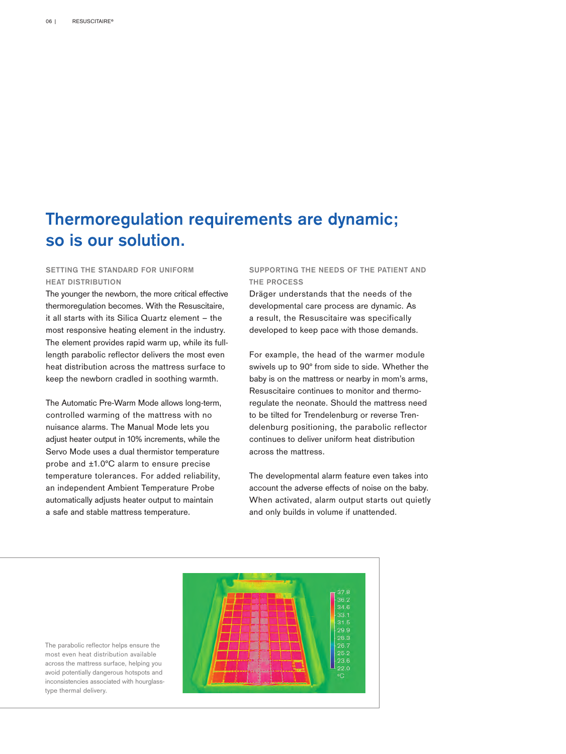# Thermoregulation requirements are dynamic; so is our solution.

## SETTING THE STANDARD FOR UNIFORM HEAT DISTRIBUTION

The younger the newborn, the more critical effective thermoregulation becomes. With the Resuscitaire, it all starts with its Silica Quartz element – the most responsive heating element in the industry. The element provides rapid warm up, while its full-length parabolic reflector delivers the most even heat distribution across the mattress surface to keep the newborn cradled in soothing warmth.

The Automatic Pre-Warm Mode allows long-term, controlled warming of the mattress with no nuisance alarms. The Manual Mode lets you adjust heater output in 10% increments, while the Servo Mode uses a dual thermistor temperature probe and ±1.0°C alarm to ensure precise temperature tolerances. For added reliability, an independent Ambient Temperature Probe automatically adjusts heater output to maintain a safe and stable mattress temperature.

## SUPPORTING THE NEEDS OF THE PATIENT AND THE PROCESS

Dräger understands that the needs of the developmental care process are dynamic. As a result, the Resuscitaire was specifically developed to keep pace with those demands.

For example, the head of the warmer module swivels up to 90° from side to side. Whether the baby is on the mattress or nearby in mom's arms, Resuscitaire continues to monitor and thermoregulate the neonate. Should the mattress need to be tilted for Trendelenburg or reverse Trendelenburg positioning, the parabolic reflector continues to deliver uniform heat distribution across the mattress.

The developmental alarm feature even takes into account the adverse effects of noise on the baby. When activated, alarm output starts out quietly and only builds in volume if unattended.

The parabolic reflector helps ensure the most even heat distribution available across the mattress surface, helping you avoid potentially dangerous hotspots and inconsistencies associated with hourglass-type thermal delivery.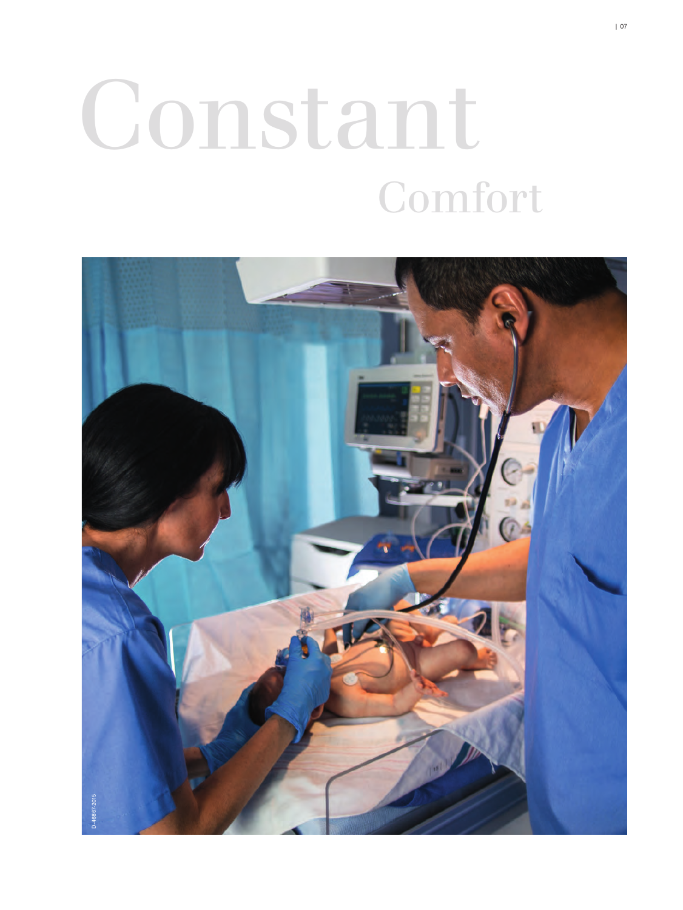# Constant

## Comfort

D-46667-2015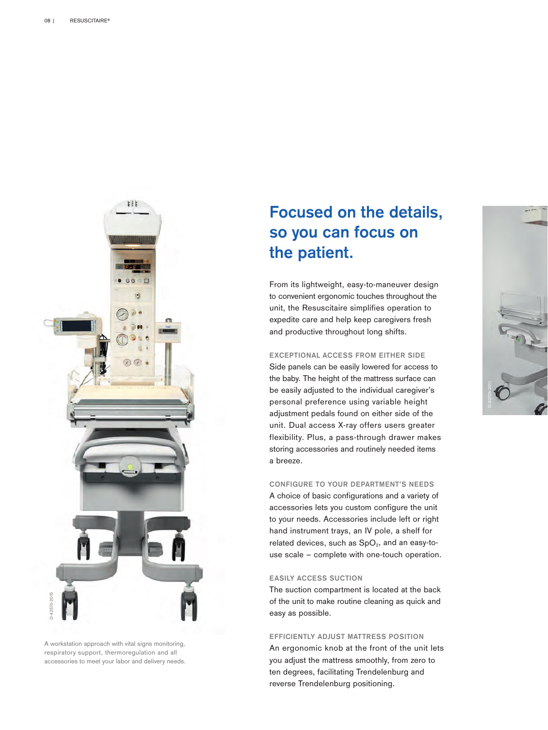A workstation approach with vital signs monitoring, respiratory support, thermoregulation and all accessories to meet your labor and delivery needs.

# Focused on the details, so you can focus on the patient.

From its lightweight, easy-to-maneuver design to convenient ergonomic touches throughout the unit, the Resuscitaire simplifies operation to expedite care and help keep caregivers fresh and productive throughout long shifts.

## EXCEPTIONAL ACCESS FROM EITHER SIDE

Side panels can be easily lowered for access to the baby. The height of the mattress surface can be easily adjusted to the individual caregiver's personal preference using variable height adjustment pedals found on either side of the unit. Dual access X-ray offers users greater flexibility. Plus, a pass-through drawer makes storing accessories and routinely needed items a breeze.

## CONFIGURE TO YOUR DEPARTMENT'S NEEDS

A choice of basic configurations and a variety of accessories lets you custom configure the unit to your needs. Accessories include left or right hand instrument trays, an IV pole, a shelf for related devices, such as $SpO_2$, and an easy-to-use scale – complete with one-touch operation.

## EASILY ACCESS SUCTION

The suction compartment is located at the back of the unit to make routine cleaning as quick and easy as possible.

## EFFICIENTLY ADJUST MATTRESS POSITION

An ergonomic knob at the front of the unit lets you adjust the mattress smoothly, from zero to ten degrees, facilitating Trendelenburg and reverse Trendelenburg positioning.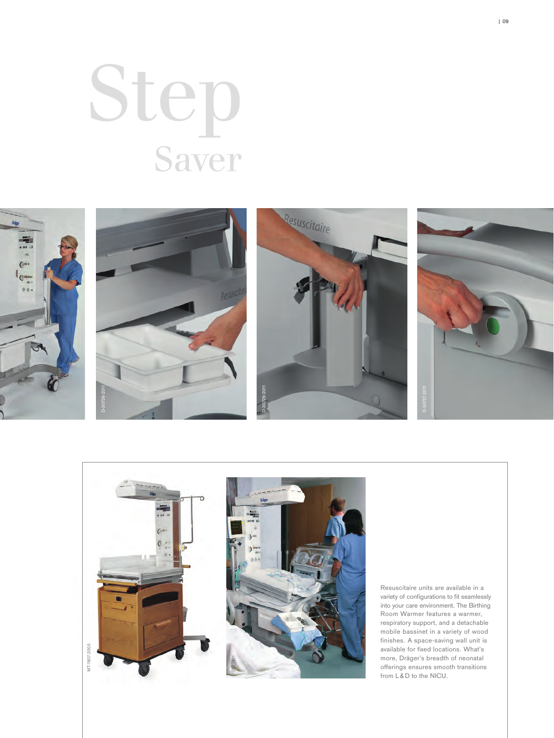# Step Saver

Resuscitaire units are available in a variety of configurations to fit seamlessly into your care environment. The Birthing Room Warmer features a warmer, respiratory support, and a detachable mobile bassinet in a variety of wood finishes. A space-saving wall unit is available for fixed locations. What's more, Dräger's breadth of neonatal offerings ensures smooth transitions from L&D to the NICU.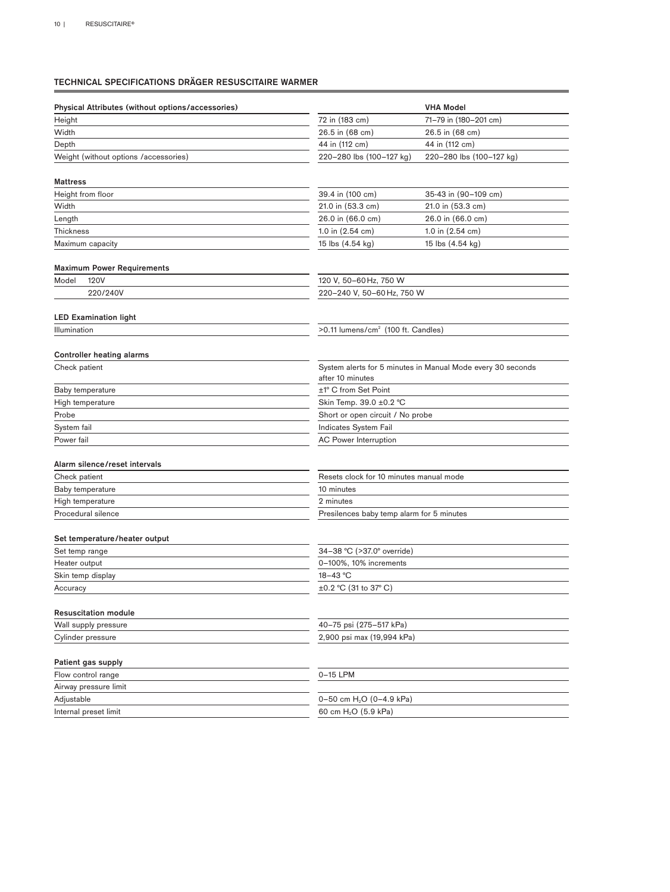## TECHNICAL SPECIFICATIONS DRÄGER RESUSCITAIRE WARMER

| Physical Attributes (without options/accessories) | | VHA Model |
|---|---|---|
| Height | 72 in (183 cm) | 71–79 in (180–201 cm) |
| Width | 26.5 in (68 cm) | 26.5 in (68 cm) |
| Depth | 44 in (112 cm) | 44 in (112 cm) |
| Weight (without options /accessories) | 220–280 lbs (100–127 kg) | 220–280 lbs (100–127 kg) |

| Mattress | | |
|---|---|---|
| Height from floor | 39.4 in (100 cm) | 35-43 in (90–109 cm) |
| Width | 21.0 in (53.3 cm) | 21.0 in (53.3 cm) |
| Length | 26.0 in (66.0 cm) | 26.0 in (66.0 cm) |
| Thickness | 1.0 in (2.54 cm) | 1.0 in (2.54 cm) |
| Maximum capacity | 15 lbs (4.54 kg) | 15 lbs (4.54 kg) |

| Maximum Power Requirements | |
|---|---|
| Model 120V | 120 V, 50–60 Hz, 750 W |
| 220/240V | 220–240 V, 50–60 Hz, 750 W |

| LED Examination light | |
|---|---|
| Illumination | >0.11 lumens/cm$^2$ (100 ft. Candles) |

| Controller heating alarms | |
|---|---|
| Check patient | System alerts for 5 minutes in Manual Mode every 30 seconds after 10 minutes |
| Baby temperature | ±1° C from Set Point |
| High temperature | Skin Temp. 39.0 ±0.2 °C |
| Probe | Short or open circuit / No probe |
| System fail | Indicates System Fail |
| Power fail | AC Power Interruption |

| Alarm silence/reset intervals | |
|---|---|
| Check patient | Resets clock for 10 minutes manual mode |
| Baby temperature | 10 minutes |
| High temperature | 2 minutes |
| Procedural silence | Presilences baby temp alarm for 5 minutes |

| Set temperature/heater output | |
|---|---|
| Set temp range | 34–38 °C (>37.0° override) |
| Heater output | 0–100%, 10% increments |
| Skin temp display | 18–43 °C |
| Accuracy | ±0.2 °C (31 to 37° C) |

| Resuscitation module | |
|---|---|
| Wall supply pressure | 40–75 psi (275–517 kPa) |
| Cylinder pressure | 2,900 psi max (19,994 kPa) |

| Patient gas supply | |
|---|---|
| Flow control range | 0–15 LPM |
| Airway pressure limit | |
| Adjustable | 0–50 cm $H_2O$ (0–4.9 kPa) |
| Internal preset limit | 60 cm $H_2O$ (5.9 kPa) |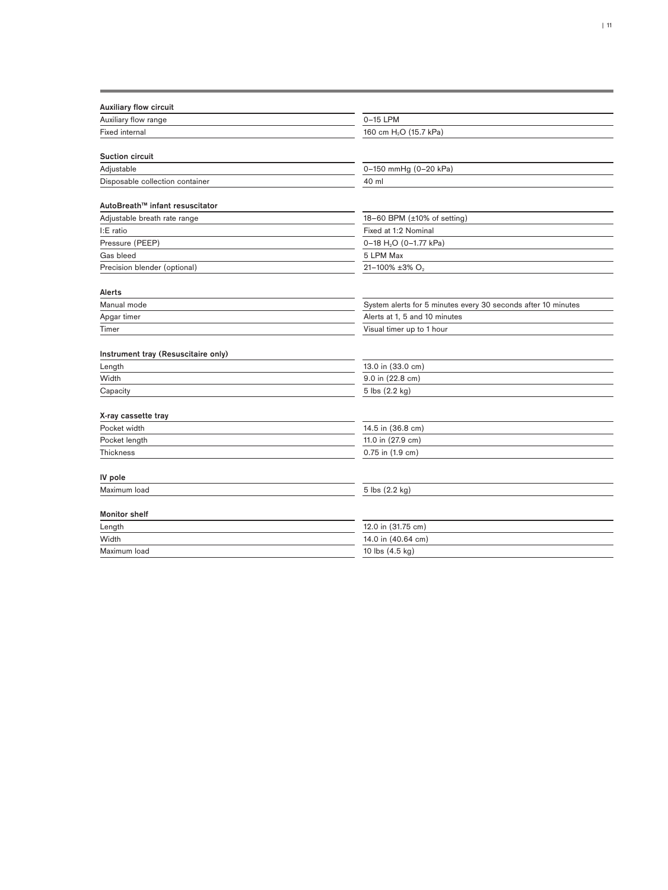| **Auxiliary flow circuit** | |
| --- | --- |
| Auxiliary flow range | 0–15 LPM |
| Fixed internal | 160 cm $H_2O$ (15.7 kPa) |

| **Suction circuit** | |
| --- | --- |
| Adjustable | 0–150 mmHg (0–20 kPa) |
| Disposable collection container | 40 ml |

| **AutoBreath™ infant resuscitator** | |
| --- | --- |
| Adjustable breath rate range | 18–60 BPM (±10% of setting) |
| I:E ratio | Fixed at 1:2 Nominal |
| Pressure (PEEP) | 0–18 $H_2O$ (0–1.77 kPa) |
| Gas bleed | 5 LPM Max |
| Precision blender (optional) | 21–100% ±3% $O_2$ |

| **Alerts** | |
| --- | --- |
| Manual mode | System alerts for 5 minutes every 30 seconds after 10 minutes |
| Apgar timer | Alerts at 1, 5 and 10 minutes |
| Timer | Visual timer up to 1 hour |

| **Instrument tray (Resuscitaire only)** | |
| --- | --- |
| Length | 13.0 in (33.0 cm) |
| Width | 9.0 in (22.8 cm) |
| Capacity | 5 lbs (2.2 kg) |

| **X-ray cassette tray** | |
| --- | --- |
| Pocket width | 14.5 in (36.8 cm) |
| Pocket length | 11.0 in (27.9 cm) |
| Thickness | 0.75 in (1.9 cm) |

| **IV pole** | |
| --- | --- |
| Maximum load | 5 lbs (2.2 kg) |

| **Monitor shelf** | |
| --- | --- |
| Length | 12.0 in (31.75 cm) |
| Width | 14.0 in (40.64 cm) |
| Maximum load | 10 lbs (4.5 kg) |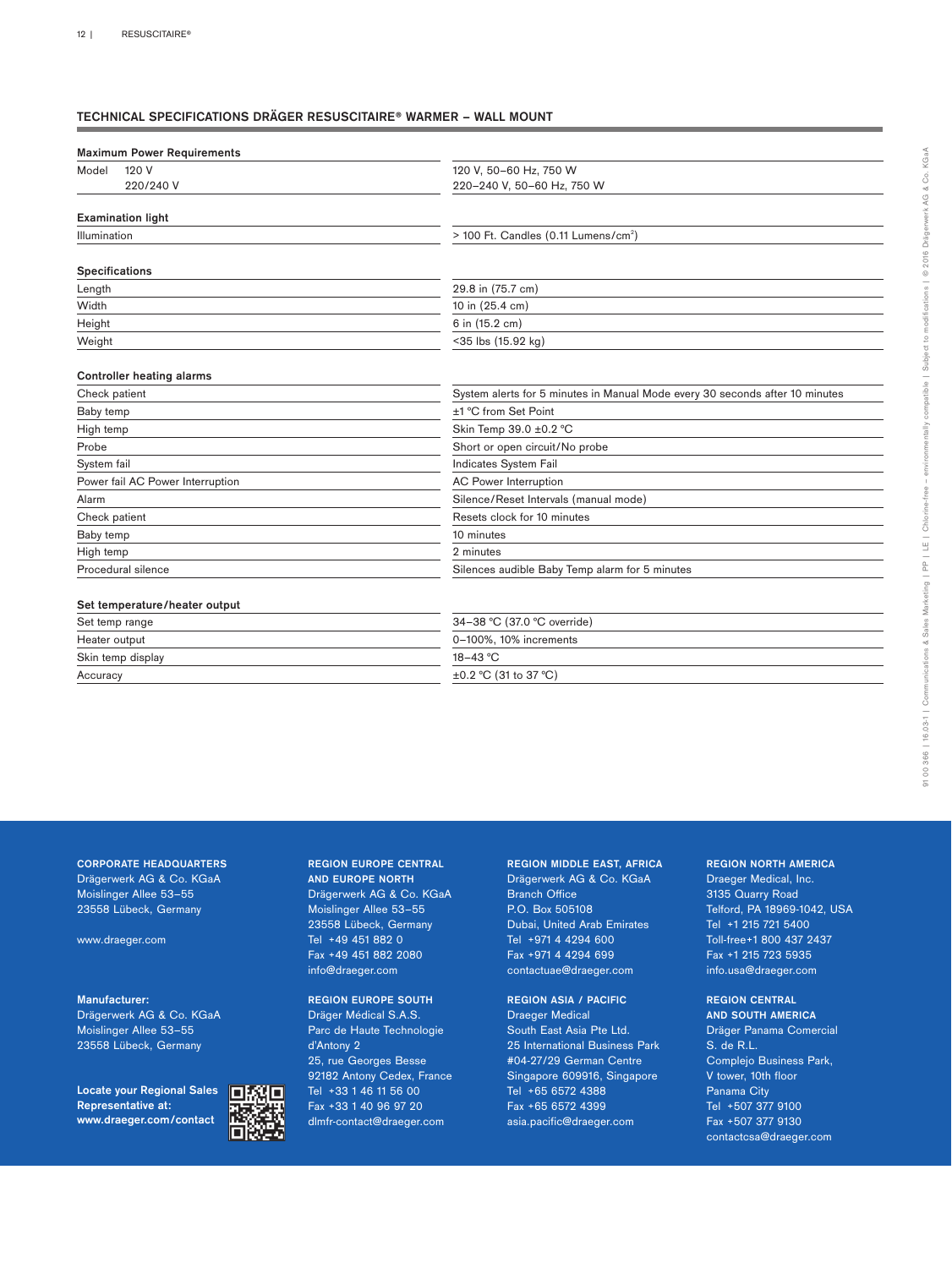## TECHNICAL SPECIFICATIONS DRÄGER RESUSCITAIRE® WARMER – WALL MOUNT

| | |
|---|---|
| **Maximum Power Requirements** | |
| Model 120 V | 120 V, 50–60 Hz, 750 W |
| 220/240 V | 220–240 V, 50–60 Hz, 750 W |
| **Examination light** | |
| Illumination | > 100 Ft. Candles (0.11 Lumens/$cm^2$) |
| **Specifications** | |
| Length | 29.8 in (75.7 cm) |
| Width | 10 in (25.4 cm) |
| Height | 6 in (15.2 cm) |
| Weight | <35 lbs (15.92 kg) |
| **Controller heating alarms** | |
| Check patient | System alerts for 5 minutes in Manual Mode every 30 seconds after 10 minutes |
| Baby temp | ±1 °C from Set Point |
| High temp | Skin Temp 39.0 ±0.2 °C |
| Probe | Short or open circuit/No probe |
| System fail | Indicates System Fail |
| Power fail AC Power Interruption | AC Power Interruption |
| Alarm | Silence/Reset Intervals (manual mode) |
| Check patient | Resets clock for 10 minutes |
| Baby temp | 10 minutes |
| High temp | 2 minutes |
| Procedural silence | Silences audible Baby Temp alarm for 5 minutes |
| **Set temperature/heater output** | |
| Set temp range | 34–38 °C (37.0 °C override) |
| Heater output | 0–100%, 10% increments |
| Skin temp display | 18–43 °C |
| Accuracy | ±0.2 °C (31 to 37 °C) |

**CORPORATE HEADQUARTERS**
Drägerwerk AG & Co. KGaA
Moislinger Allee 53–55
23558 Lübeck, Germany

www.draeger.com

**Manufacturer:**
Drägerwerk AG & Co. KGaA
Moislinger Allee 53–55
23558 Lübeck, Germany

**Locate your Regional Sales Representative at:**
**www.draeger.com/contact**

**REGION EUROPE CENTRAL AND EUROPE NORTH**
Drägerwerk AG & Co. KGaA
Moislinger Allee 53–55
23558 Lübeck, Germany
Tel +49 451 882 0
Fax +49 451 882 2080
info@draeger.com

**REGION EUROPE SOUTH**
Dräger Médical S.A.S.
Parc de Haute Technologie d'Antony 2
25, rue Georges Besse
92182 Antony Cedex, France
Tel +33 1 46 11 56 00
Fax +33 1 40 96 97 20
dlmfr-contact@draeger.com

**REGION MIDDLE EAST, AFRICA**
Drägerwerk AG & Co. KGaA
Branch Office
P.O. Box 505108
Dubai, United Arab Emirates
Tel +971 4 4294 600
Fax +971 4 4294 699
contactuae@draeger.com

**REGION ASIA / PACIFIC**
Draeger Medical
South East Asia Pte Ltd.
25 International Business Park
#04-27/29 German Centre
Singapore 609916, Singapore
Tel +65 6572 4388
Fax +65 6572 4399
asia.pacific@draeger.com

**REGION NORTH AMERICA**
Draeger Medical, Inc.
3135 Quarry Road
Telford, PA 18969-1042, USA
Tel +1 215 721 5400
Toll-free+1 800 437 2437
Fax +1 215 723 5935
info.usa@draeger.com

**REGION CENTRAL AND SOUTH AMERICA**
Dräger Panama Comercial S. de R.L.
Complejo Business Park,
V tower, 10th floor
Panama City
Tel +507 377 9100
Fax +507 377 9130
contactcsa@draeger.com

91 00 366 | 16.03-1 | Communications & Sales Marketing | PP | LE | Chlorine-free – environmentally compatible | Subject to modifications | © 2016 Drägerwerk AG & Co. KGaA